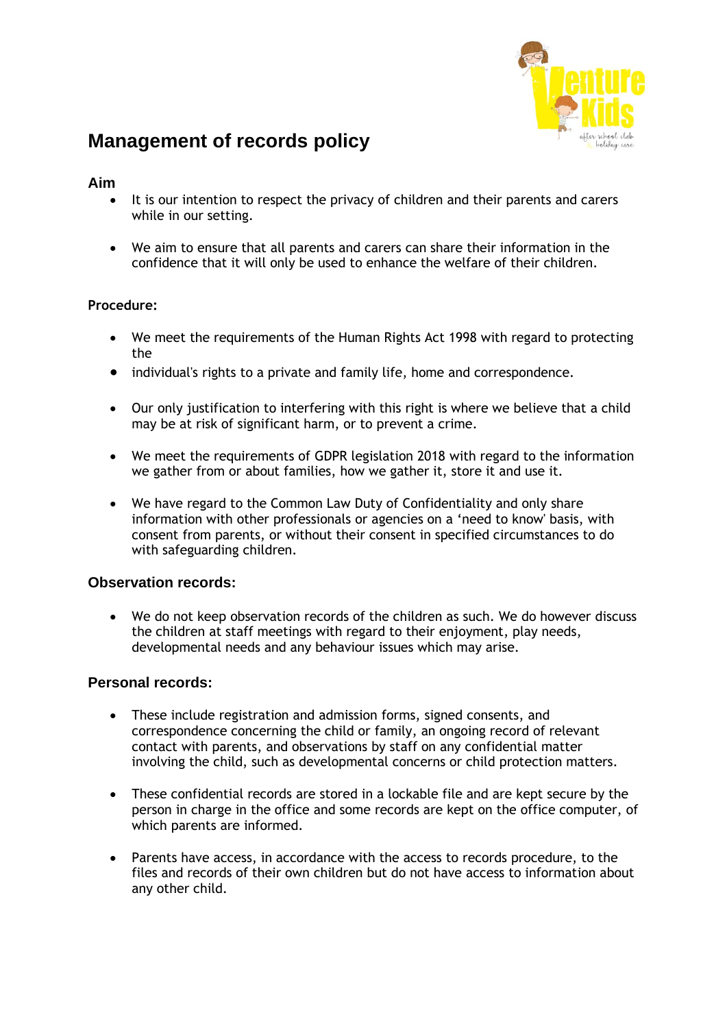# Management of records policy

## Aim

- It is our intention to respect the privacy of children and their parents and carers while in our setting.
- We aim to ensure that all parents and carers can share their information in the confidence that it will only be used to enhance the welfare of their children.

### Procedure:

- We meet the requirements of the Human Rights Act 1998 with regard to protecting the
- individual's rights to a private and family life, home and correspondence.
- Our only justification to interfering with this right is where we believe that a child may be at risk of significant harm, or to prevent a crime.
- We meet the requirements of GDPR legislation 2018 with regard to the information we gather from or about families, how we gather it, store it and use it.
- We have regard to the Common Law Duty of Confidentiality and only share information with other professionals or agencies on a 'need to know' basis, with consent from parents, or without their consent in specified circumstances to do with safeguarding children.

## Observation records:

- We do not keep observation records of the children as such. We do however discuss the children at staff meetings with regard to their enjoyment, play needs, developmental needs and any behaviour issues which may arise.

## Personal records:

- These include registration and admission forms, signed consents, and correspondence concerning the child or family, an ongoing record of relevant contact with parents, and observations by staff on any confidential matter involving the child, such as developmental concerns or child protection matters.
- These confidential records are stored in a lockable file and are kept secure by the person in charge in the office and some records are kept on the office computer, of which parents are informed.
- Parents have access, in accordance with the access to records procedure, to the files and records of their own children but do not have access to information about any other child.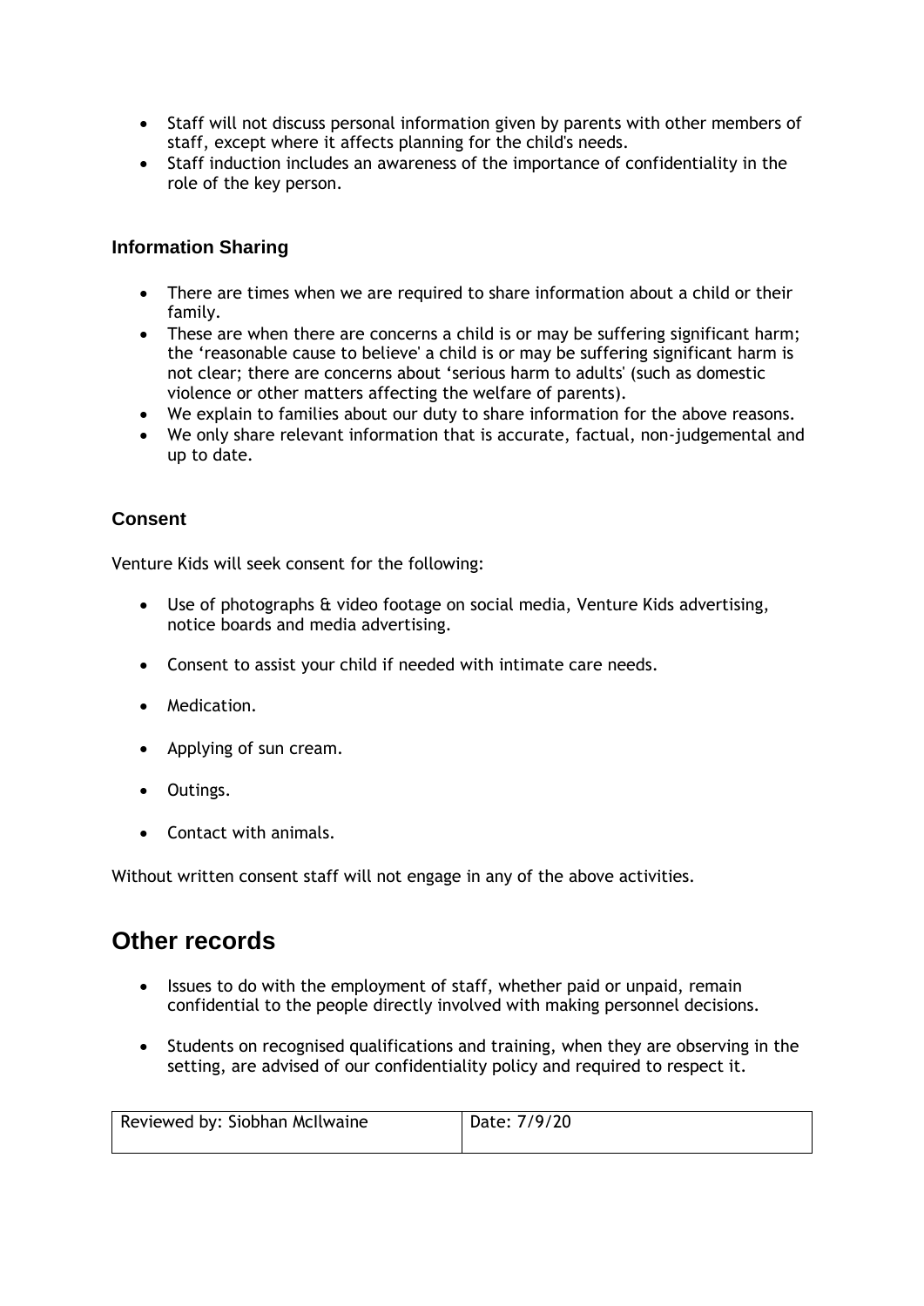- Staff will not discuss personal information given by parents with other members of staff, except where it affects planning for the child's needs.
- Staff induction includes an awareness of the importance of confidentiality in the role of the key person.

### Information Sharing

- There are times when we are required to share information about a child or their family.
- These are when there are concerns a child is or may be suffering significant harm; the 'reasonable cause to believe' a child is or may be suffering significant harm is not clear; there are concerns about 'serious harm to adults' (such as domestic violence or other matters affecting the welfare of parents).
- We explain to families about our duty to share information for the above reasons.
- We only share relevant information that is accurate, factual, non-judgemental and up to date.

### Consent

Venture Kids will seek consent for the following:

- Use of photographs & video footage on social media, Venture Kids advertising, notice boards and media advertising.
- Consent to assist your child if needed with intimate care needs.
- Medication.
- Applying of sun cream.
- Outings.
- Contact with animals.

Without written consent staff will not engage in any of the above activities.

## Other records

- Issues to do with the employment of staff, whether paid or unpaid, remain confidential to the people directly involved with making personnel decisions.
- Students on recognised qualifications and training, when they are observing in the setting, are advised of our confidentiality policy and required to respect it.

| | |
|---|---|
| Reviewed by: Siobhan McIlwaine | Date: 7/9/20 |